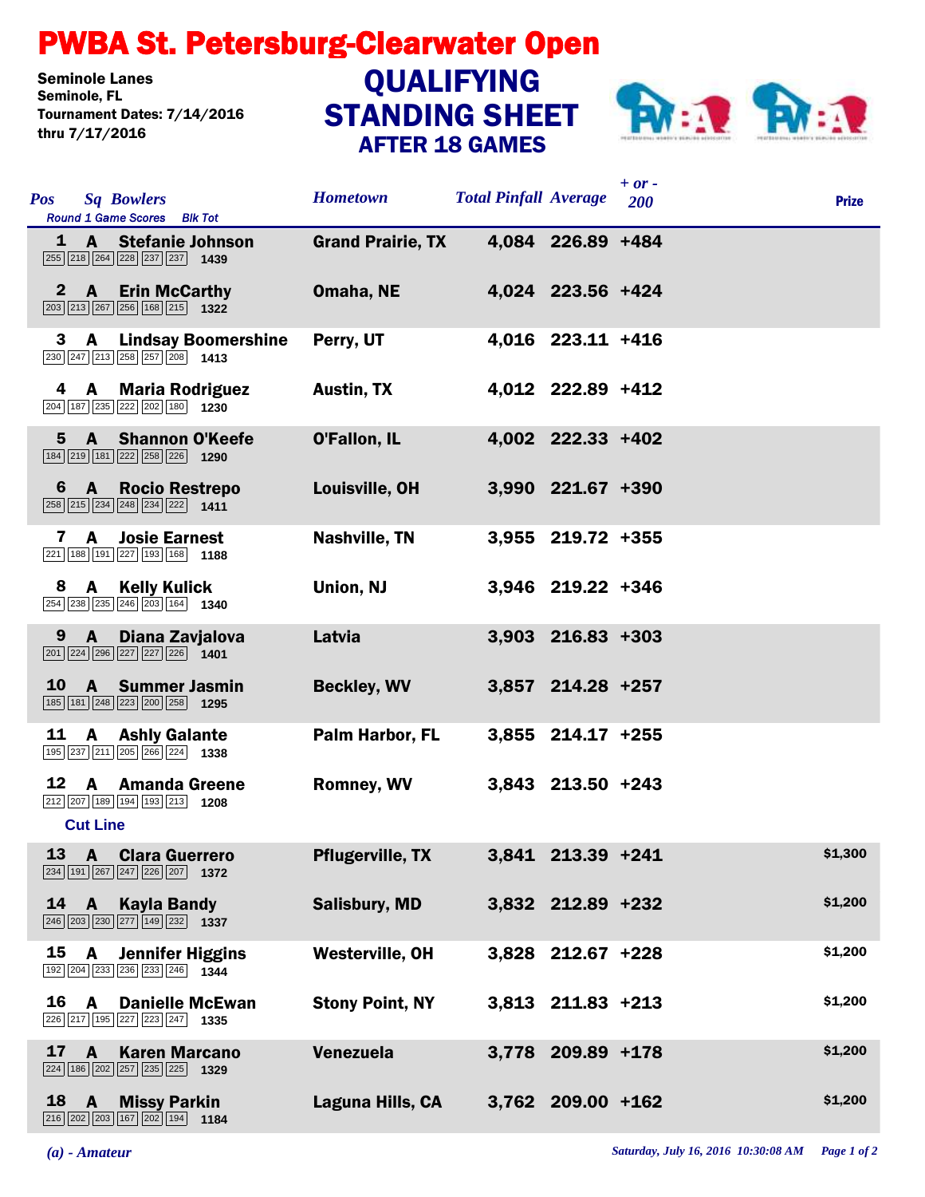# PWBA St. Petersburg-Clearwater Open

Seminole Lanes
Seminole, FL
Tournament Dates: 7/14/2016 thru 7/17/2016

## QUALIFYING STANDING SHEET
### AFTER 18 GAMES

| Pos | Sq | Bowlers | Round 1 Game Scores | Blk Tot | Hometown | Total Pinfall | Average | + or - 200 | Prize |
|---|---|---|---|---|---|---|---|---|---|
| 1 | A | Stefanie Johnson | 255 218 264 228 237 237 | 1439 | Grand Prairie, TX | 4,084 | 226.89 | +484 | |
| 2 | A | Erin McCarthy | 203 213 267 256 168 215 | 1322 | Omaha, NE | 4,024 | 223.56 | +424 | |
| 3 | A | Lindsay Boomershine | 230 247 213 258 257 208 | 1413 | Perry, UT | 4,016 | 223.11 | +416 | |
| 4 | A | Maria Rodriguez | 204 187 235 222 202 180 | 1230 | Austin, TX | 4,012 | 222.89 | +412 | |
| 5 | A | Shannon O'Keefe | 184 219 181 222 258 226 | 1290 | O'Fallon, IL | 4,002 | 222.33 | +402 | |
| 6 | A | Rocio Restrepo | 258 215 234 248 234 222 | 1411 | Louisville, OH | 3,990 | 221.67 | +390 | |
| 7 | A | Josie Earnest | 221 188 191 227 193 168 | 1188 | Nashville, TN | 3,955 | 219.72 | +355 | |
| 8 | A | Kelly Kulick | 254 238 235 246 203 164 | 1340 | Union, NJ | 3,946 | 219.22 | +346 | |
| 9 | A | Diana Zavjalova | 201 224 296 227 227 226 | 1401 | Latvia | 3,903 | 216.83 | +303 | |
| 10 | A | Summer Jasmin | 185 181 248 223 200 258 | 1295 | Beckley, WV | 3,857 | 214.28 | +257 | |
| 11 | A | Ashly Galante | 195 237 211 205 266 224 | 1338 | Palm Harbor, FL | 3,855 | 214.17 | +255 | |
| 12 | A | Amanda Greene | 212 207 189 194 193 213 | 1208 | Romney, WV | 3,843 | 213.50 | +243 | |
| | | **Cut Line** | | | | | | | |
| 13 | A | Clara Guerrero | 234 191 267 247 226 207 | 1372 | Pflugerville, TX | 3,841 | 213.39 | +241 | $1,300 |
| 14 | A | Kayla Bandy | 246 203 230 277 149 232 | 1337 | Salisbury, MD | 3,832 | 212.89 | +232 | $1,200 |
| 15 | A | Jennifer Higgins | 192 204 233 236 233 246 | 1344 | Westerville, OH | 3,828 | 212.67 | +228 | $1,200 |
| 16 | A | Danielle McEwan | 226 217 195 227 223 247 | 1335 | Stony Point, NY | 3,813 | 211.83 | +213 | $1,200 |
| 17 | A | Karen Marcano | 224 186 202 257 235 225 | 1329 | Venezuela | 3,778 | 209.89 | +178 | $1,200 |
| 18 | A | Missy Parkin | 216 202 203 167 202 194 | 1184 | Laguna Hills, CA | 3,762 | 209.00 | +162 | $1,200 |

*(a) - Amateur*

*Saturday, July 16, 2016 10:30:08 AM*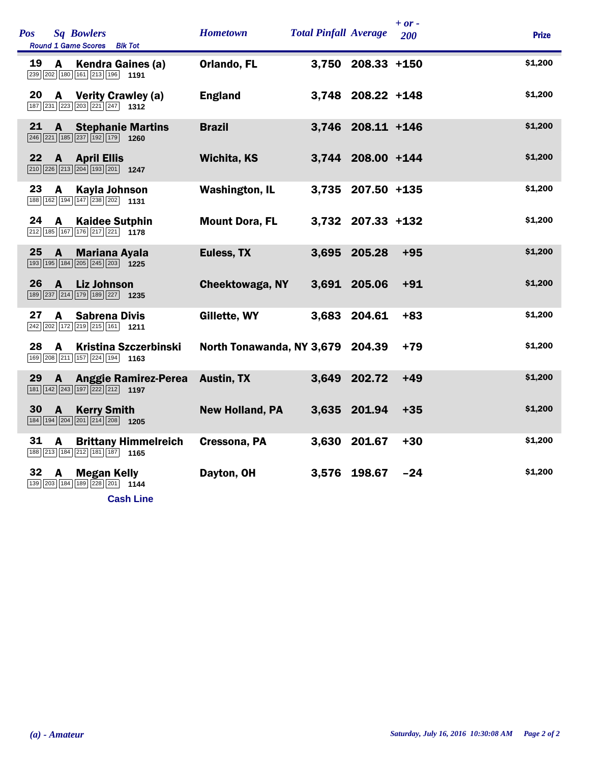| Pos | Sq | Bowlers | Round 1 Game Scores | Blk Tot | Hometown | Total Pinfall | Average | + or - 200 | Prize |
|---|---|---|---|---|---|---|---|---|---|
| 19 | A | Kendra Gaines (a) | 239 202 180 161 213 196 | 1191 | Orlando, FL | 3,750 | 208.33 | +150 | $1,200 |
| 20 | A | Verity Crawley (a) | 187 231 223 203 221 247 | 1312 | England | 3,748 | 208.22 | +148 | $1,200 |
| 21 | A | Stephanie Martins | 246 221 185 237 192 179 | 1260 | Brazil | 3,746 | 208.11 | +146 | $1,200 |
| 22 | A | April Ellis | 210 226 213 204 193 201 | 1247 | Wichita, KS | 3,744 | 208.00 | +144 | $1,200 |
| 23 | A | Kayla Johnson | 188 162 194 147 238 202 | 1131 | Washington, IL | 3,735 | 207.50 | +135 | $1,200 |
| 24 | A | Kaidee Sutphin | 212 185 167 176 217 221 | 1178 | Mount Dora, FL | 3,732 | 207.33 | +132 | $1,200 |
| 25 | A | Mariana Ayala | 193 195 184 205 245 203 | 1225 | Euless, TX | 3,695 | 205.28 | +95 | $1,200 |
| 26 | A | Liz Johnson | 189 237 214 179 189 227 | 1235 | Cheektowaga, NY | 3,691 | 205.06 | +91 | $1,200 |
| 27 | A | Sabrena Divis | 242 202 172 219 215 161 | 1211 | Gillette, WY | 3,683 | 204.61 | +83 | $1,200 |
| 28 | A | Kristina Szczerbinski | 169 208 211 157 224 194 | 1163 | North Tonawanda, NY | 3,679 | 204.39 | +79 | $1,200 |
| 29 | A | Anggie Ramirez-Perea | 181 142 243 197 222 212 | 1197 | Austin, TX | 3,649 | 202.72 | +49 | $1,200 |
| 30 | A | Kerry Smith | 184 194 204 201 214 208 | 1205 | New Holland, PA | 3,635 | 201.94 | +35 | $1,200 |
| 31 | A | Brittany Himmelreich | 188 213 184 212 181 187 | 1165 | Cressona, PA | 3,630 | 201.67 | +30 | $1,200 |
| 32 | A | Megan Kelly | 139 203 184 189 228 201 | 1144 | Dayton, OH | 3,576 | 198.67 | -24 | $1,200 |

Cash Line

*(a) - Amateur*

*Saturday, July 16, 2016 10:30:08 AM*